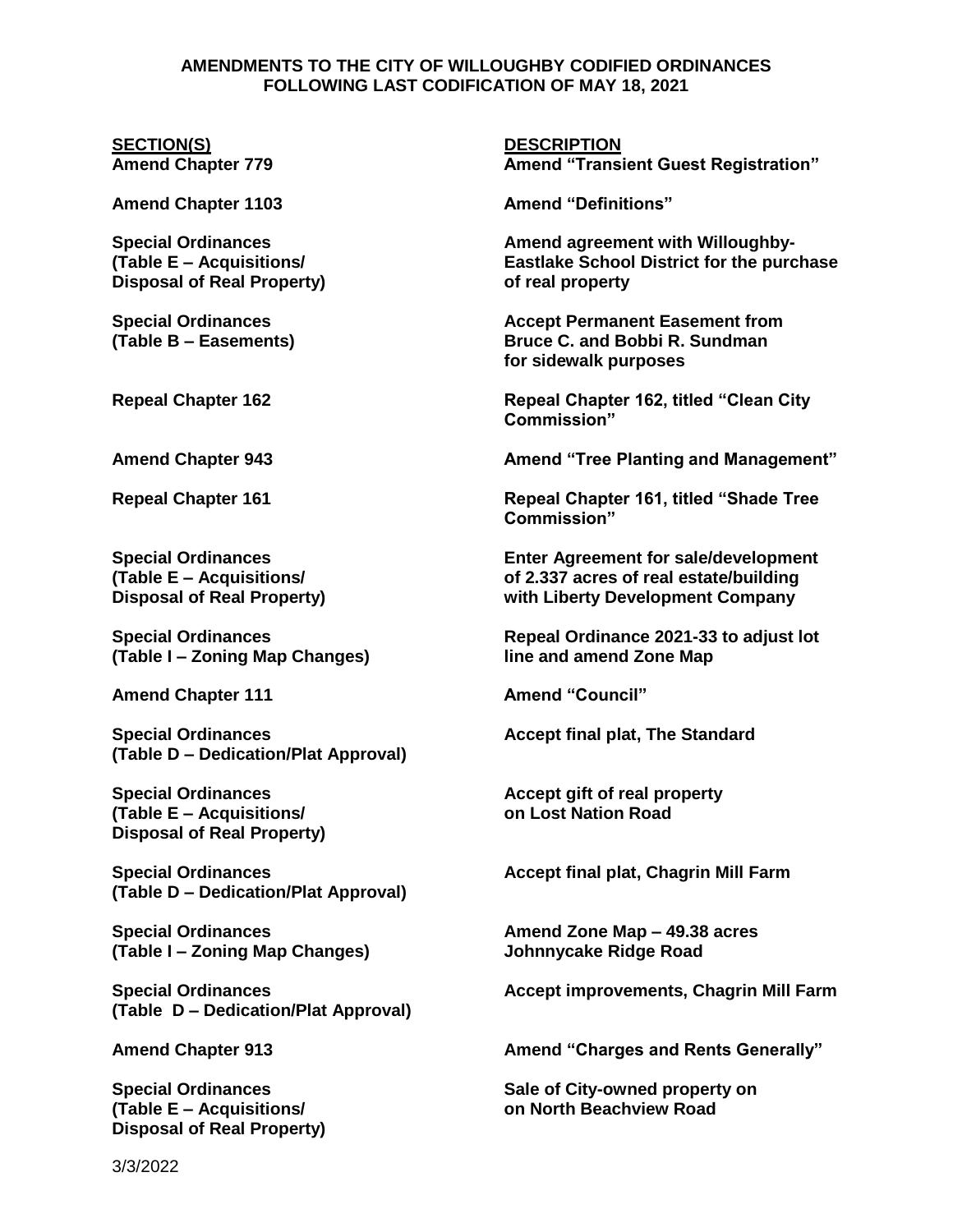**AMENDMENTS TO THE CITY OF WILLOUGHBY CODIFIED ORDINANCES FOLLOWING LAST CODIFICATION OF MAY 18, 2021**

| SECTION(S) | DESCRIPTION |
|---|---|
| **Amend Chapter 779** | **Amend "Transient Guest Registration"** |
| **Amend Chapter 1103** | **Amend "Definitions"** |
| **Special Ordinances (Table E – Acquisitions/ Disposal of Real Property)** | **Amend agreement with Willoughby-Eastlake School District for the purchase of real property** |
| **Special Ordinances (Table B – Easements)** | **Accept Permanent Easement from Bruce C. and Bobbi R. Sundman for sidewalk purposes** |
| **Repeal Chapter 162** | **Repeal Chapter 162, titled "Clean City Commission"** |
| **Amend Chapter 943** | **Amend "Tree Planting and Management"** |
| **Repeal Chapter 161** | **Repeal Chapter 161, titled "Shade Tree Commission"** |
| **Special Ordinances (Table E – Acquisitions/ Disposal of Real Property)** | **Enter Agreement for sale/development of 2.337 acres of real estate/building with Liberty Development Company** |
| **Special Ordinances (Table I – Zoning Map Changes)** | **Repeal Ordinance 2021-33 to adjust lot line and amend Zone Map** |
| **Amend Chapter 111** | **Amend "Council"** |
| **Special Ordinances (Table D – Dedication/Plat Approval)** | **Accept final plat, The Standard** |
| **Special Ordinances (Table E – Acquisitions/ Disposal of Real Property)** | **Accept gift of real property on Lost Nation Road** |
| **Special Ordinances (Table D – Dedication/Plat Approval)** | **Accept final plat, Chagrin Mill Farm** |
| **Special Ordinances (Table I – Zoning Map Changes)** | **Amend Zone Map – 49.38 acres Johnnycake Ridge Road** |
| **Special Ordinances (Table D – Dedication/Plat Approval)** | **Accept improvements, Chagrin Mill Farm** |
| **Amend Chapter 913** | **Amend "Charges and Rents Generally"** |
| **Special Ordinances (Table E – Acquisitions/ Disposal of Real Property)** | **Sale of City-owned property on on North Beachview Road** |

3/3/2022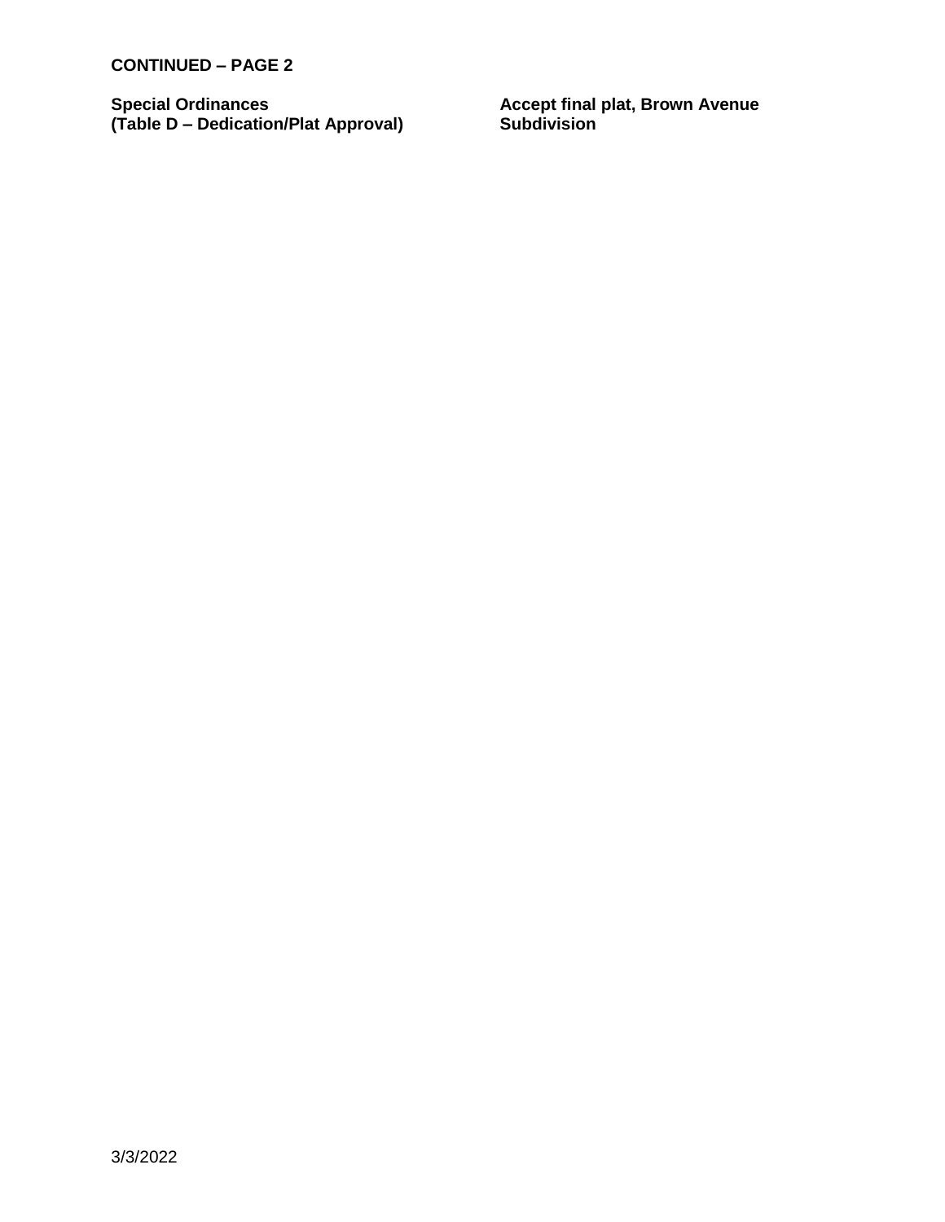**CONTINUED – PAGE 2**

| | |
|---|---|
| **Special Ordinances (Table D – Dedication/Plat Approval)** | **Accept final plat, Brown Avenue Subdivision** |

3/3/2022